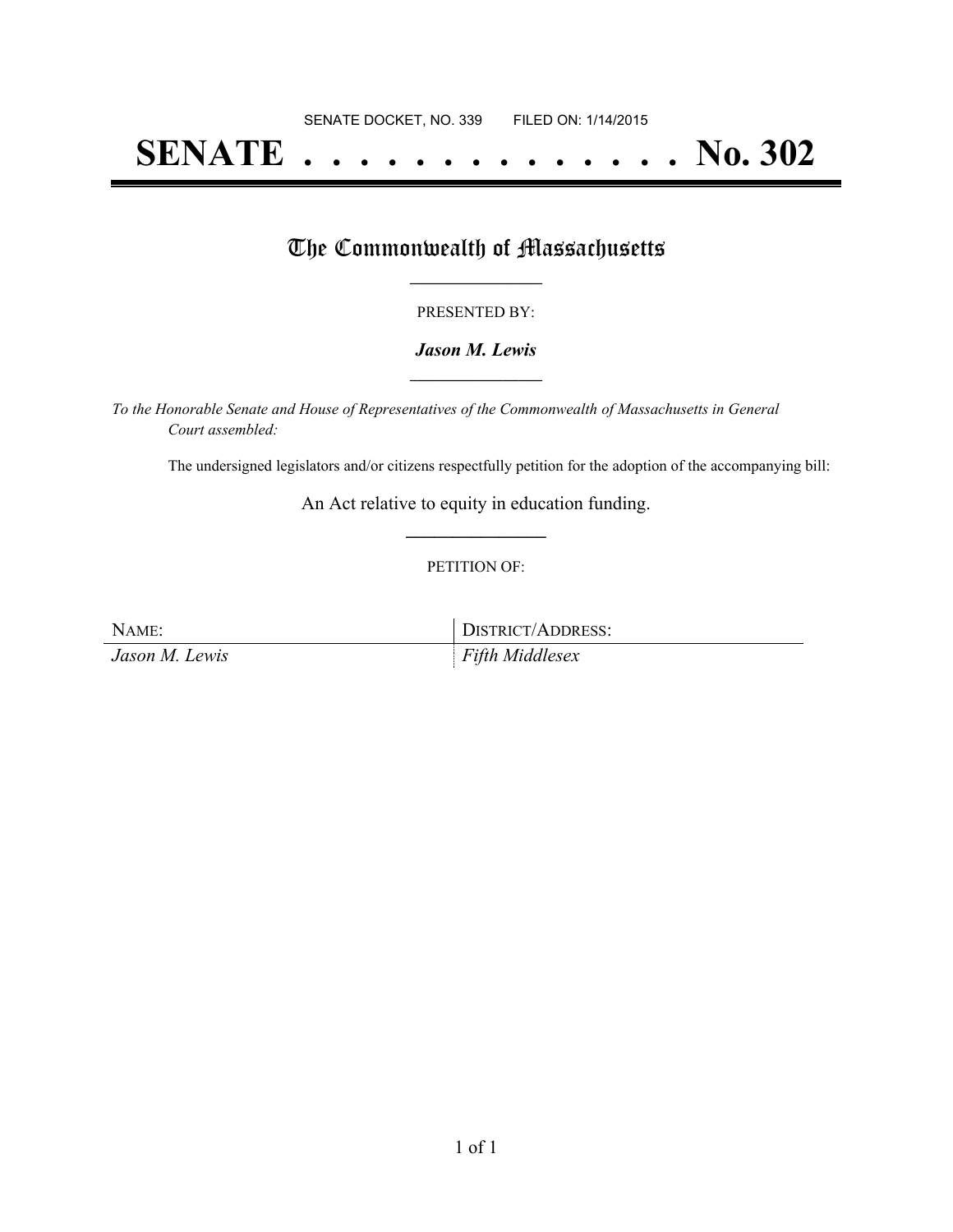SENATE DOCKET, NO. 339        FILED ON: 1/14/2015

# SENATE . . . . . . . . . . . . . . No. 302

## The Commonwealth of Massachusetts

PRESENTED BY:

***Jason M. Lewis***

*To the Honorable Senate and House of Representatives of the Commonwealth of Massachusetts in General Court assembled:*

The undersigned legislators and/or citizens respectfully petition for the adoption of the accompanying bill:

An Act relative to equity in education funding.

PETITION OF:

| NAME: | DISTRICT/ADDRESS: |
| --- | --- |
| *Jason M. Lewis* | *Fifth Middlesex* |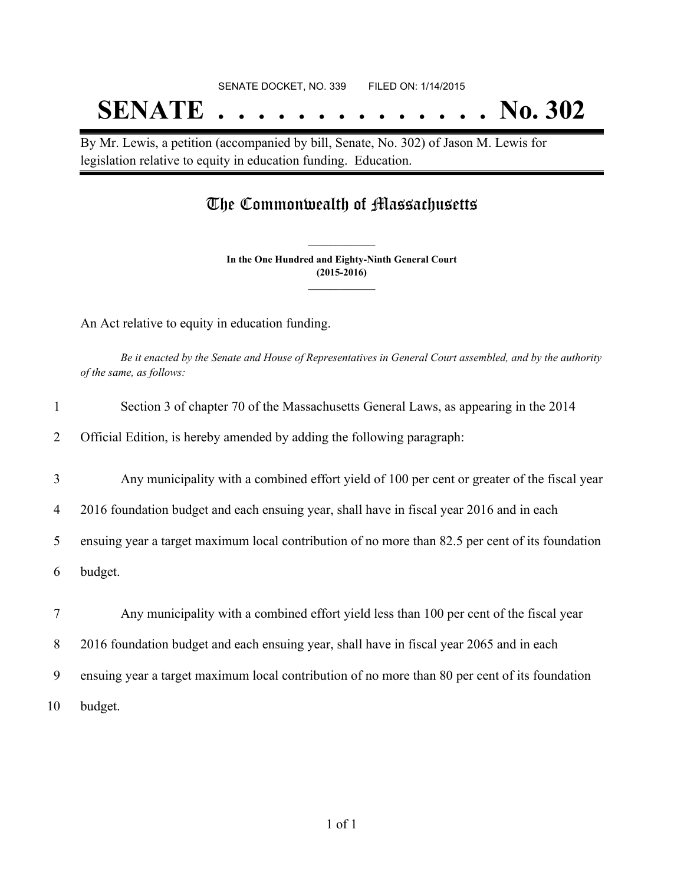SENATE DOCKET, NO. 339        FILED ON: 1/14/2015

# SENATE . . . . . . . . . . . . . . No. 302

By Mr. Lewis, a petition (accompanied by bill, Senate, No. 302) of Jason M. Lewis for legislation relative to equity in education funding. Education.

## The Commonwealth of Massachusetts

**In the One Hundred and Eighty-Ninth General Court**
**(2015-2016)**

An Act relative to equity in education funding.

*Be it enacted by the Senate and House of Representatives in General Court assembled, and by the authority of the same, as follows:*

1 Section 3 of chapter 70 of the Massachusetts General Laws, as appearing in the 2014
2 Official Edition, is hereby amended by adding the following paragraph:

3 Any municipality with a combined effort yield of 100 per cent or greater of the fiscal year
4 2016 foundation budget and each ensuing year, shall have in fiscal year 2016 and in each
5 ensuing year a target maximum local contribution of no more than 82.5 per cent of its foundation
6 budget.

7 Any municipality with a combined effort yield less than 100 per cent of the fiscal year
8 2016 foundation budget and each ensuing year, shall have in fiscal year 2065 and in each
9 ensuing year a target maximum local contribution of no more than 80 per cent of its foundation
10 budget.